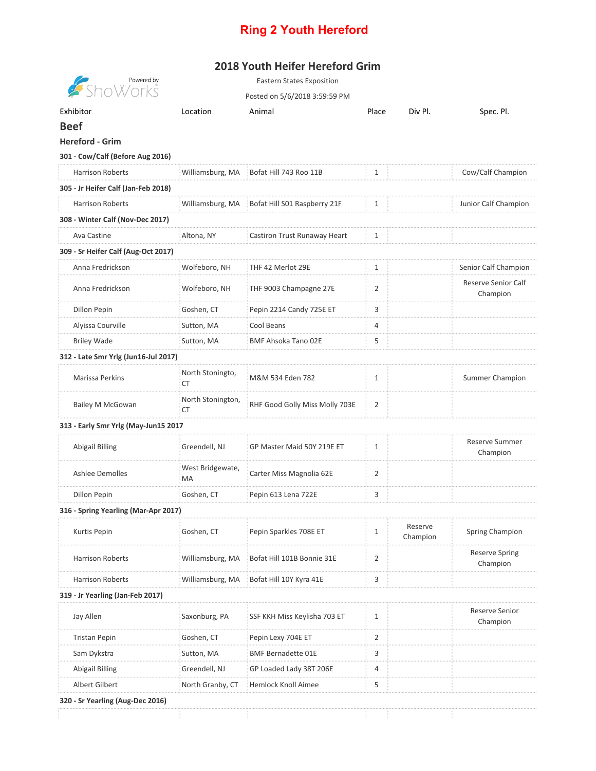# Ring 2 Youth Hereford

## 2018 Youth Heifer Hereford Grim

Eastern States Exposition

Posted on 5/6/2018 3:59:59 PM

| Exhibitor | Location | Animal | Place | Div Pl. | Spec. Pl. |
|---|---|---|---|---|---|
| **Beef** | | | | | |
| **Hereford - Grim** | | | | | |
| **301 - Cow/Calf (Before Aug 2016)** | | | | | |
| Harrison Roberts | Williamsburg, MA | Bofat Hill 743 Roo 11B | 1 | | Cow/Calf Champion |
| **305 - Jr Heifer Calf (Jan-Feb 2018)** | | | | | |
| Harrison Roberts | Williamsburg, MA | Bofat Hill S01 Raspberry 21F | 1 | | Junior Calf Champion |
| **308 - Winter Calf (Nov-Dec 2017)** | | | | | |
| Ava Castine | Altona, NY | Castiron Trust Runaway Heart | 1 | | |
| **309 - Sr Heifer Calf (Aug-Oct 2017)** | | | | | |
| Anna Fredrickson | Wolfeboro, NH | THF 42 Merlot 29E | 1 | | Senior Calf Champion |
| Anna Fredrickson | Wolfeboro, NH | THF 9003 Champagne 27E | 2 | | Reserve Senior Calf Champion |
| Dillon Pepin | Goshen, CT | Pepin 2214 Candy 725E ET | 3 | | |
| Alyissa Courville | Sutton, MA | Cool Beans | 4 | | |
| Briley Wade | Sutton, MA | BMF Ahsoka Tano 02E | 5 | | |
| **312 - Late Smr Yrlg (Jun16-Jul 2017)** | | | | | |
| Marissa Perkins | North Stoningto, CT | M&M 534 Eden 782 | 1 | | Summer Champion |
| Bailey M McGowan | North Stonington, CT | RHF Good Golly Miss Molly 703E | 2 | | |
| **313 - Early Smr Yrlg (May-Jun15 2017** | | | | | |
| Abigail Billing | Greendell, NJ | GP Master Maid 50Y 219E ET | 1 | | Reserve Summer Champion |
| Ashlee Demolles | West Bridgewate, MA | Carter Miss Magnolia 62E | 2 | | |
| Dillon Pepin | Goshen, CT | Pepin 613 Lena 722E | 3 | | |
| **316 - Spring Yearling (Mar-Apr 2017)** | | | | | |
| Kurtis Pepin | Goshen, CT | Pepin Sparkles 708E ET | 1 | Reserve Champion | Spring Champion |
| Harrison Roberts | Williamsburg, MA | Bofat Hill 101B Bonnie 31E | 2 | | Reserve Spring Champion |
| Harrison Roberts | Williamsburg, MA | Bofat Hill 10Y Kyra 41E | 3 | | |
| **319 - Jr Yearling (Jan-Feb 2017)** | | | | | |
| Jay Allen | Saxonburg, PA | SSF KKH Miss Keylisha 703 ET | 1 | | Reserve Senior Champion |
| Tristan Pepin | Goshen, CT | Pepin Lexy 704E ET | 2 | | |
| Sam Dykstra | Sutton, MA | BMF Bernadette 01E | 3 | | |
| Abigail Billing | Greendell, NJ | GP Loaded Lady 38T 206E | 4 | | |
| Albert Gilbert | North Granby, CT | Hemlock Knoll Aimee | 5 | | |
| **320 - Sr Yearling (Aug-Dec 2016)** | | | | | |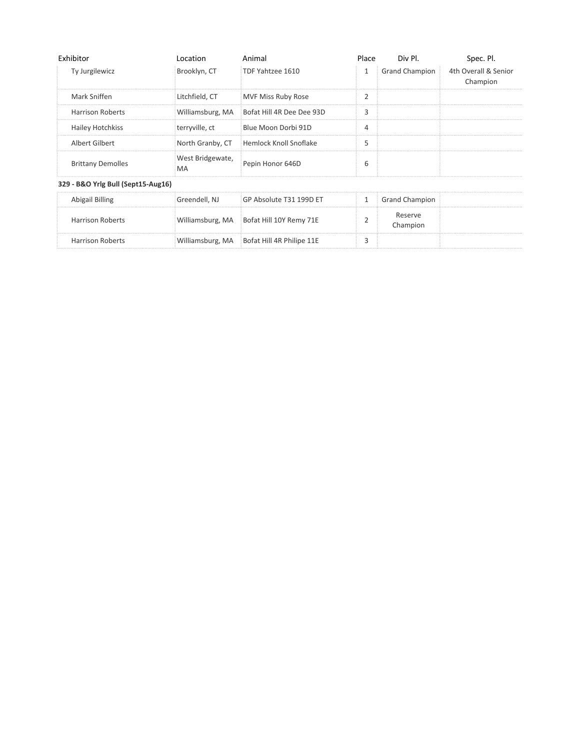| Exhibitor | Location | Animal | Place | Div Pl. | Spec. Pl. |
|---|---|---|---|---|---|
| Ty Jurgilewicz | Brooklyn, CT | TDF Yahtzee 1610 | 1 | Grand Champion | 4th Overall & Senior Champion |
| Mark Sniffen | Litchfield, CT | MVF Miss Ruby Rose | 2 | | |
| Harrison Roberts | Williamsburg, MA | Bofat Hill 4R Dee Dee 93D | 3 | | |
| Hailey Hotchkiss | terryville, ct | Blue Moon Dorbi 91D | 4 | | |
| Albert Gilbert | North Granby, CT | Hemlock Knoll Snoflake | 5 | | |
| Brittany Demolles | West Bridgewate, MA | Pepin Honor 646D | 6 | | |

**329 - B&O Yrlg Bull (Sept15-Aug16)**

| Exhibitor | Location | Animal | Place | Div Pl. | Spec. Pl. |
|---|---|---|---|---|---|
| Abigail Billing | Greendell, NJ | GP Absolute T31 199D ET | 1 | Grand Champion | |
| Harrison Roberts | Williamsburg, MA | Bofat Hill 10Y Remy 71E | 2 | Reserve Champion | |
| Harrison Roberts | Williamsburg, MA | Bofat Hill 4R Philipe 11E | 3 | | |